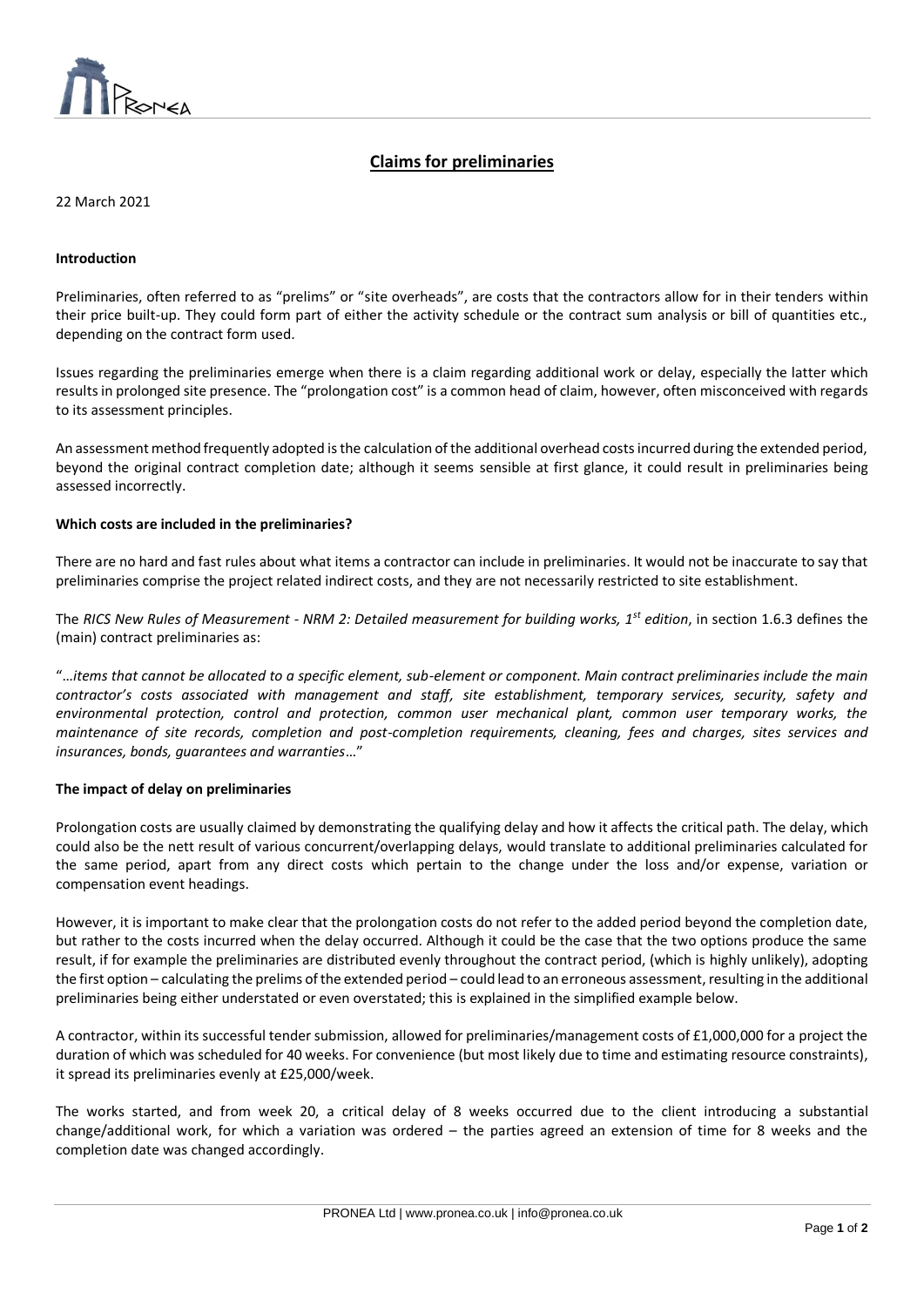## **Claims for preliminaries**

22 March 2021

### **Introduction**

Preliminaries, often referred to as "prelims" or "site overheads", are costs that the contractors allow for in their tenders within their price built-up. They could form part of either the activity schedule or the contract sum analysis or bill of quantities etc., depending on the contract form used.

Issues regarding the preliminaries emerge when there is a claim regarding additional work or delay, especially the latter which results in prolonged site presence. The "prolongation cost" is a common head of claim, however, often misconceived with regards to its assessment principles.

An assessment method frequently adopted is the calculation of the additional overhead costs incurred during the extended period, beyond the original contract completion date; although it seems sensible at first glance, it could result in preliminaries being assessed incorrectly.

### **Which costs are included in the preliminaries?**

There are no hard and fast rules about what items a contractor can include in preliminaries. It would not be inaccurate to say that preliminaries comprise the project related indirect costs, and they are not necessarily restricted to site establishment.

The *RICS New Rules of Measurement - NRM 2: Detailed measurement for building works, 1st edition*, in section 1.6.3 defines the (main) contract preliminaries as:

"*…items that cannot be allocated to a specific element, sub-element or component. Main contract preliminaries include the main contractor's costs associated with management and staff, site establishment, temporary services, security, safety and environmental protection, control and protection, common user mechanical plant, common user temporary works, the maintenance of site records, completion and post-completion requirements, cleaning, fees and charges, sites services and insurances, bonds, guarantees and warranties*…"

### **The impact of delay on preliminaries**

Prolongation costs are usually claimed by demonstrating the qualifying delay and how it affects the critical path. The delay, which could also be the nett result of various concurrent/overlapping delays, would translate to additional preliminaries calculated for the same period, apart from any direct costs which pertain to the change under the loss and/or expense, variation or compensation event headings.

However, it is important to make clear that the prolongation costs do not refer to the added period beyond the completion date, but rather to the costs incurred when the delay occurred. Although it could be the case that the two options produce the same result, if for example the preliminaries are distributed evenly throughout the contract period, (which is highly unlikely), adopting the first option – calculating the prelims of the extended period – could lead to an erroneous assessment, resulting in the additional preliminaries being either understated or even overstated; this is explained in the simplified example below.

A contractor, within its successful tender submission, allowed for preliminaries/management costs of £1,000,000 for a project the duration of which was scheduled for 40 weeks. For convenience (but most likely due to time and estimating resource constraints), it spread its preliminaries evenly at £25,000/week.

The works started, and from week 20, a critical delay of 8 weeks occurred due to the client introducing a substantial change/additional work, for which a variation was ordered – the parties agreed an extension of time for 8 weeks and the completion date was changed accordingly.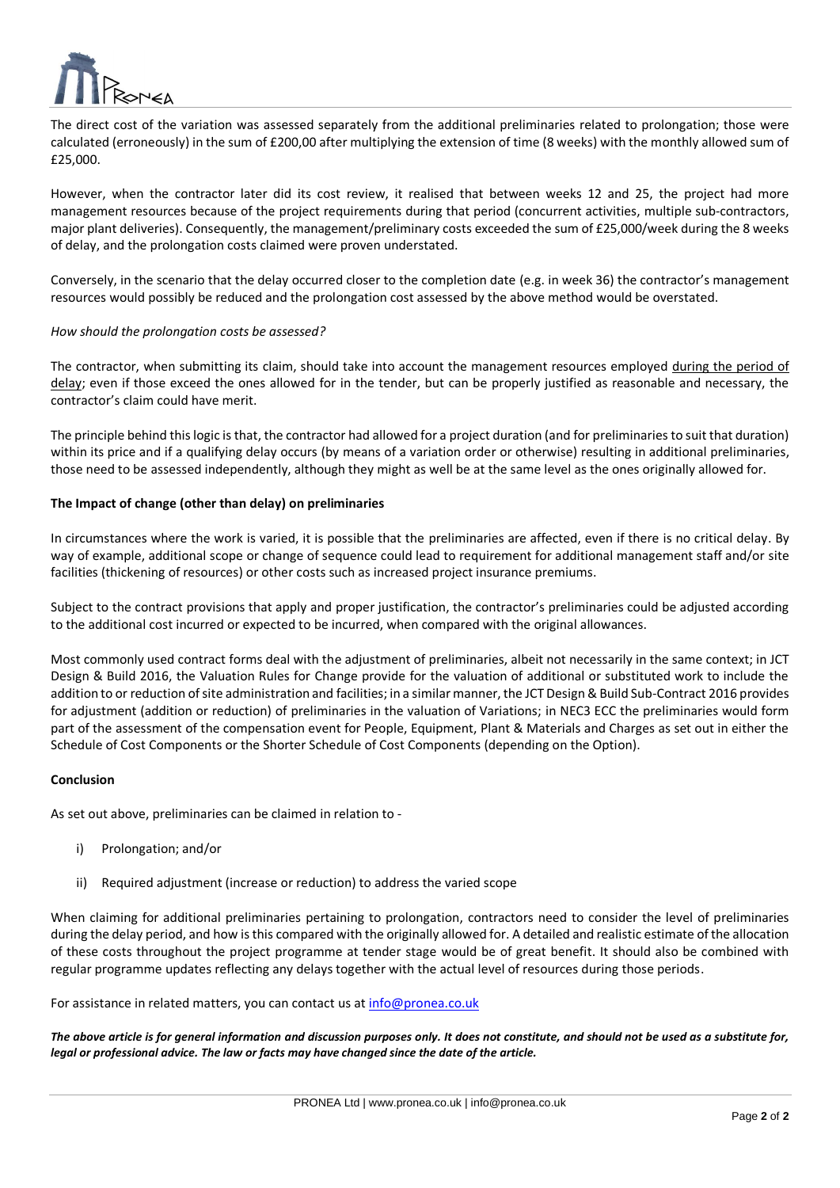The direct cost of the variation was assessed separately from the additional preliminaries related to prolongation; those were calculated (erroneously) in the sum of £200,00 after multiplying the extension of time (8 weeks) with the monthly allowed sum of £25,000.

However, when the contractor later did its cost review, it realised that between weeks 12 and 25, the project had more management resources because of the project requirements during that period (concurrent activities, multiple sub-contractors, major plant deliveries). Consequently, the management/preliminary costs exceeded the sum of £25,000/week during the 8 weeks of delay, and the prolongation costs claimed were proven understated.

Conversely, in the scenario that the delay occurred closer to the completion date (e.g. in week 36) the contractor's management resources would possibly be reduced and the prolongation cost assessed by the above method would be overstated.

*How should the prolongation costs be assessed?*

The contractor, when submitting its claim, should take into account the management resources employed during the period of delay; even if those exceed the ones allowed for in the tender, but can be properly justified as reasonable and necessary, the contractor's claim could have merit.

The principle behind this logic is that, the contractor had allowed for a project duration (and for preliminaries to suit that duration) within its price and if a qualifying delay occurs (by means of a variation order or otherwise) resulting in additional preliminaries, those need to be assessed independently, although they might as well be at the same level as the ones originally allowed for.

**The Impact of change (other than delay) on preliminaries**

In circumstances where the work is varied, it is possible that the preliminaries are affected, even if there is no critical delay. By way of example, additional scope or change of sequence could lead to requirement for additional management staff and/or site facilities (thickening of resources) or other costs such as increased project insurance premiums.

Subject to the contract provisions that apply and proper justification, the contractor's preliminaries could be adjusted according to the additional cost incurred or expected to be incurred, when compared with the original allowances.

Most commonly used contract forms deal with the adjustment of preliminaries, albeit not necessarily in the same context; in JCT Design & Build 2016, the Valuation Rules for Change provide for the valuation of additional or substituted work to include the addition to or reduction of site administration and facilities; in a similar manner, the JCT Design & Build Sub-Contract 2016 provides for adjustment (addition or reduction) of preliminaries in the valuation of Variations; in NEC3 ECC the preliminaries would form part of the assessment of the compensation event for People, Equipment, Plant & Materials and Charges as set out in either the Schedule of Cost Components or the Shorter Schedule of Cost Components (depending on the Option).

**Conclusion**

As set out above, preliminaries can be claimed in relation to -

i) Prolongation; and/or

ii) Required adjustment (increase or reduction) to address the varied scope

When claiming for additional preliminaries pertaining to prolongation, contractors need to consider the level of preliminaries during the delay period, and how is this compared with the originally allowed for. A detailed and realistic estimate of the allocation of these costs throughout the project programme at tender stage would be of great benefit. It should also be combined with regular programme updates reflecting any delays together with the actual level of resources during those periods.

For assistance in related matters, you can contact us at info@pronea.co.uk

***The above article is for general information and discussion purposes only. It does not constitute, and should not be used as a substitute for, legal or professional advice. The law or facts may have changed since the date of the article.***